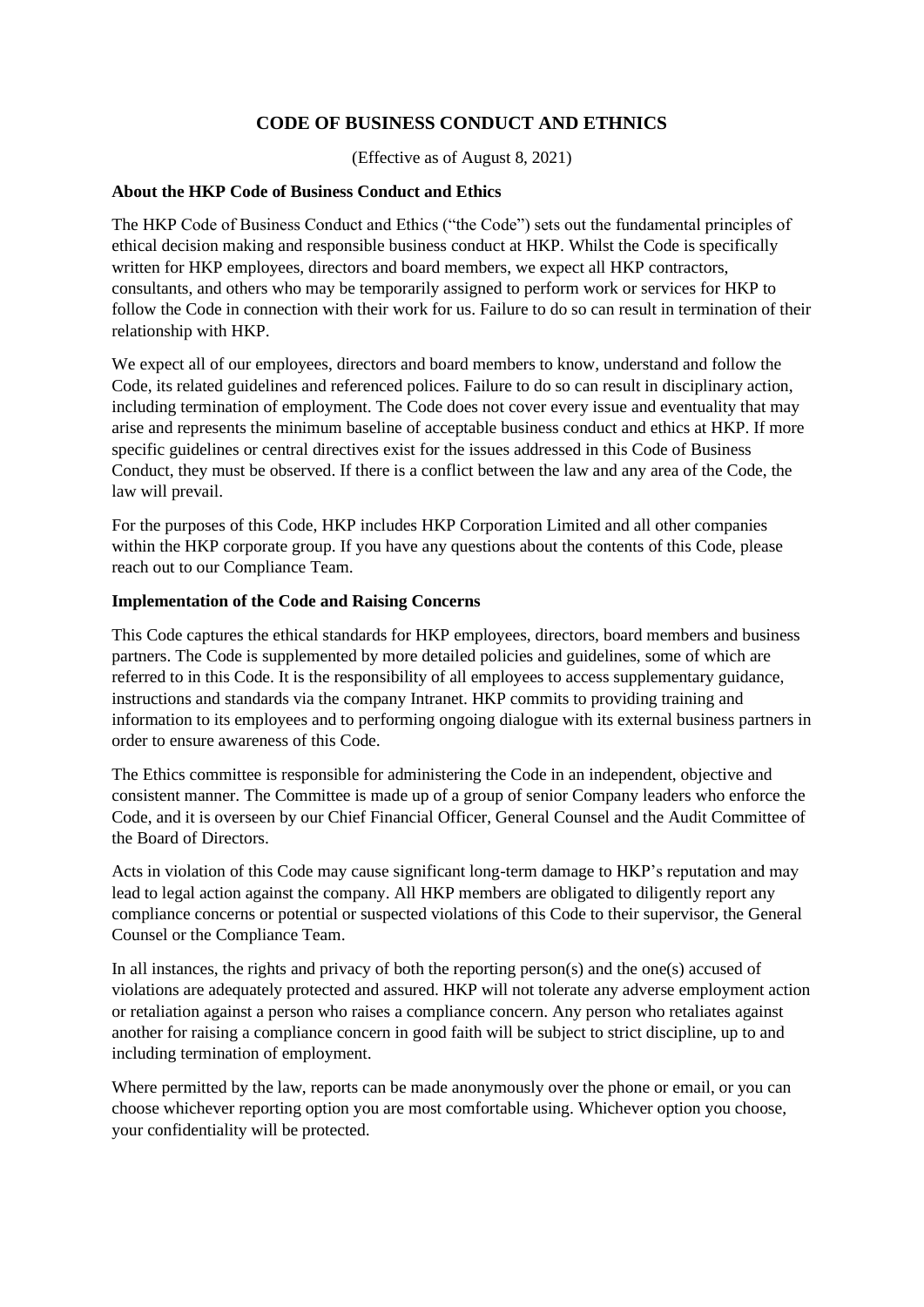# CODE OF BUSINESS CONDUCT AND ETHNICS

(Effective as of August 8, 2021)

**About the HKP Code of Business Conduct and Ethics**

The HKP Code of Business Conduct and Ethics ("the Code") sets out the fundamental principles of ethical decision making and responsible business conduct at HKP. Whilst the Code is specifically written for HKP employees, directors and board members, we expect all HKP contractors, consultants, and others who may be temporarily assigned to perform work or services for HKP to follow the Code in connection with their work for us. Failure to do so can result in termination of their relationship with HKP.

We expect all of our employees, directors and board members to know, understand and follow the Code, its related guidelines and referenced polices. Failure to do so can result in disciplinary action, including termination of employment. The Code does not cover every issue and eventuality that may arise and represents the minimum baseline of acceptable business conduct and ethics at HKP. If more specific guidelines or central directives exist for the issues addressed in this Code of Business Conduct, they must be observed. If there is a conflict between the law and any area of the Code, the law will prevail.

For the purposes of this Code, HKP includes HKP Corporation Limited and all other companies within the HKP corporate group. If you have any questions about the contents of this Code, please reach out to our Compliance Team.

**Implementation of the Code and Raising Concerns**

This Code captures the ethical standards for HKP employees, directors, board members and business partners. The Code is supplemented by more detailed policies and guidelines, some of which are referred to in this Code. It is the responsibility of all employees to access supplementary guidance, instructions and standards via the company Intranet. HKP commits to providing training and information to its employees and to performing ongoing dialogue with its external business partners in order to ensure awareness of this Code.

The Ethics committee is responsible for administering the Code in an independent, objective and consistent manner. The Committee is made up of a group of senior Company leaders who enforce the Code, and it is overseen by our Chief Financial Officer, General Counsel and the Audit Committee of the Board of Directors.

Acts in violation of this Code may cause significant long-term damage to HKP's reputation and may lead to legal action against the company. All HKP members are obligated to diligently report any compliance concerns or potential or suspected violations of this Code to their supervisor, the General Counsel or the Compliance Team.

In all instances, the rights and privacy of both the reporting person(s) and the one(s) accused of violations are adequately protected and assured. HKP will not tolerate any adverse employment action or retaliation against a person who raises a compliance concern. Any person who retaliates against another for raising a compliance concern in good faith will be subject to strict discipline, up to and including termination of employment.

Where permitted by the law, reports can be made anonymously over the phone or email, or you can choose whichever reporting option you are most comfortable using. Whichever option you choose, your confidentiality will be protected.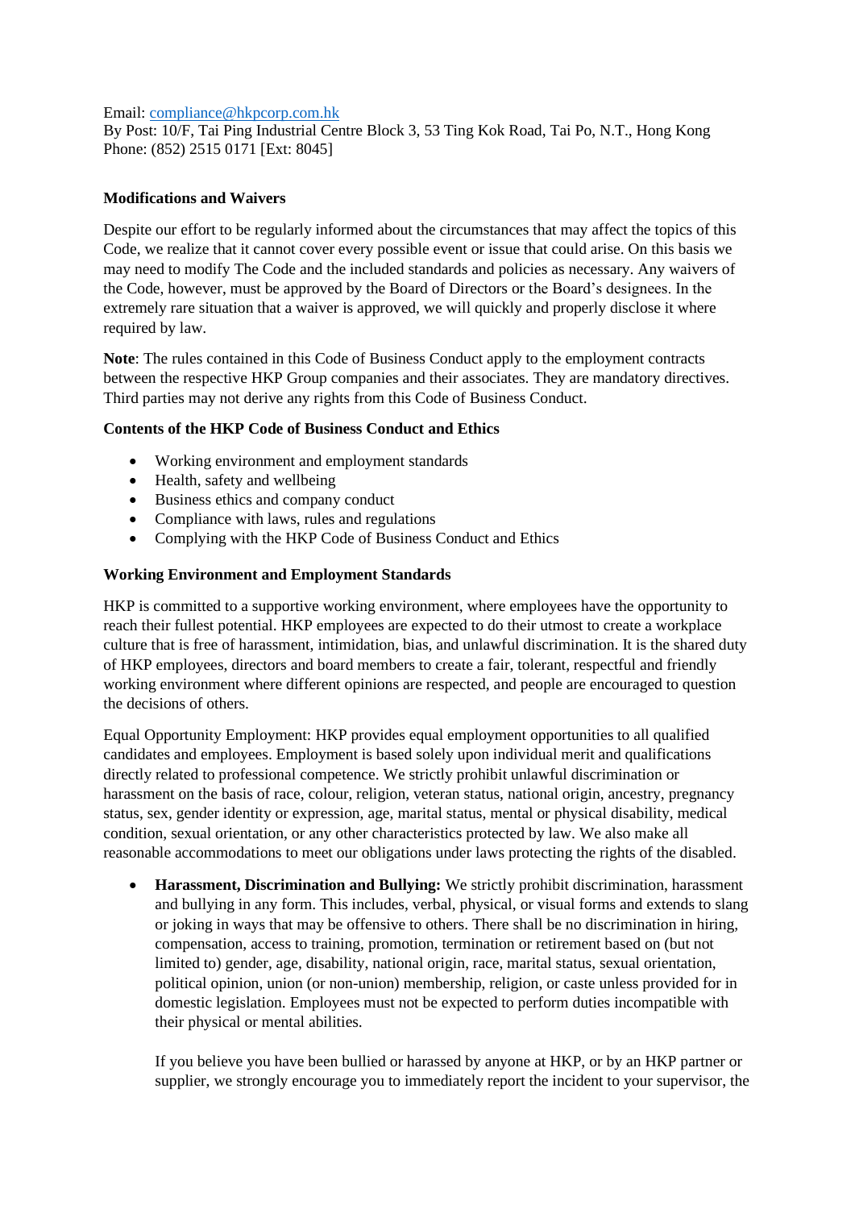Email: [compliance@hkpcorp.com.hk](mailto:compliance@hkpcorp.com.hk)
By Post: 10/F, Tai Ping Industrial Centre Block 3, 53 Ting Kok Road, Tai Po, N.T., Hong Kong
Phone: (852) 2515 0171 [Ext: 8045]

**Modifications and Waivers**

Despite our effort to be regularly informed about the circumstances that may affect the topics of this Code, we realize that it cannot cover every possible event or issue that could arise. On this basis we may need to modify The Code and the included standards and policies as necessary. Any waivers of the Code, however, must be approved by the Board of Directors or the Board's designees. In the extremely rare situation that a waiver is approved, we will quickly and properly disclose it where required by law.

**Note**: The rules contained in this Code of Business Conduct apply to the employment contracts between the respective HKP Group companies and their associates. They are mandatory directives. Third parties may not derive any rights from this Code of Business Conduct.

**Contents of the HKP Code of Business Conduct and Ethics**

- Working environment and employment standards
- Health, safety and wellbeing
- Business ethics and company conduct
- Compliance with laws, rules and regulations
- Complying with the HKP Code of Business Conduct and Ethics

**Working Environment and Employment Standards**

HKP is committed to a supportive working environment, where employees have the opportunity to reach their fullest potential. HKP employees are expected to do their utmost to create a workplace culture that is free of harassment, intimidation, bias, and unlawful discrimination. It is the shared duty of HKP employees, directors and board members to create a fair, tolerant, respectful and friendly working environment where different opinions are respected, and people are encouraged to question the decisions of others.

Equal Opportunity Employment: HKP provides equal employment opportunities to all qualified candidates and employees. Employment is based solely upon individual merit and qualifications directly related to professional competence. We strictly prohibit unlawful discrimination or harassment on the basis of race, colour, religion, veteran status, national origin, ancestry, pregnancy status, sex, gender identity or expression, age, marital status, mental or physical disability, medical condition, sexual orientation, or any other characteristics protected by law. We also make all reasonable accommodations to meet our obligations under laws protecting the rights of the disabled.

- **Harassment, Discrimination and Bullying:** We strictly prohibit discrimination, harassment and bullying in any form. This includes, verbal, physical, or visual forms and extends to slang or joking in ways that may be offensive to others. There shall be no discrimination in hiring, compensation, access to training, promotion, termination or retirement based on (but not limited to) gender, age, disability, national origin, race, marital status, sexual orientation, political opinion, union (or non-union) membership, religion, or caste unless provided for in domestic legislation. Employees must not be expected to perform duties incompatible with their physical or mental abilities.

  If you believe you have been bullied or harassed by anyone at HKP, or by an HKP partner or supplier, we strongly encourage you to immediately report the incident to your supervisor, the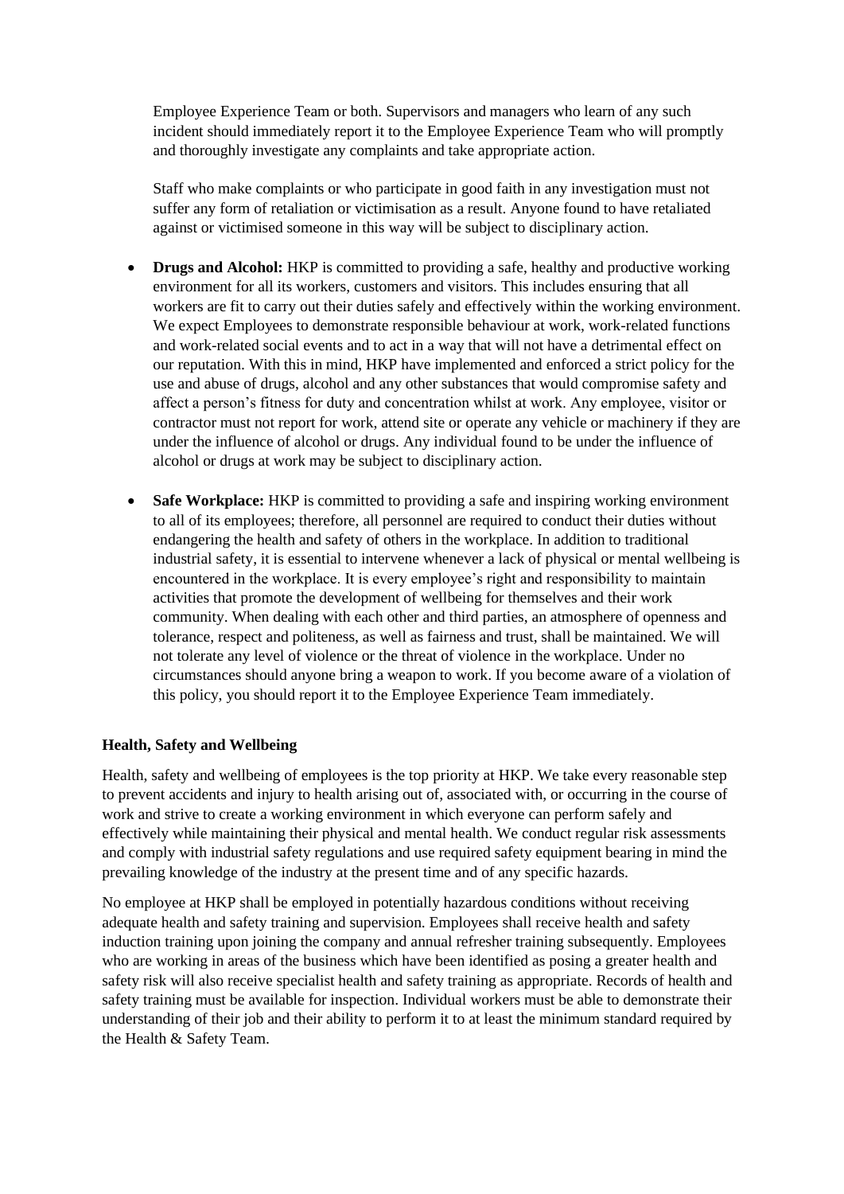Employee Experience Team or both. Supervisors and managers who learn of any such incident should immediately report it to the Employee Experience Team who will promptly and thoroughly investigate any complaints and take appropriate action.

Staff who make complaints or who participate in good faith in any investigation must not suffer any form of retaliation or victimisation as a result. Anyone found to have retaliated against or victimised someone in this way will be subject to disciplinary action.

- **Drugs and Alcohol:** HKP is committed to providing a safe, healthy and productive working environment for all its workers, customers and visitors. This includes ensuring that all workers are fit to carry out their duties safely and effectively within the working environment. We expect Employees to demonstrate responsible behaviour at work, work-related functions and work-related social events and to act in a way that will not have a detrimental effect on our reputation. With this in mind, HKP have implemented and enforced a strict policy for the use and abuse of drugs, alcohol and any other substances that would compromise safety and affect a person's fitness for duty and concentration whilst at work. Any employee, visitor or contractor must not report for work, attend site or operate any vehicle or machinery if they are under the influence of alcohol or drugs. Any individual found to be under the influence of alcohol or drugs at work may be subject to disciplinary action.

- **Safe Workplace:** HKP is committed to providing a safe and inspiring working environment to all of its employees; therefore, all personnel are required to conduct their duties without endangering the health and safety of others in the workplace. In addition to traditional industrial safety, it is essential to intervene whenever a lack of physical or mental wellbeing is encountered in the workplace. It is every employee's right and responsibility to maintain activities that promote the development of wellbeing for themselves and their work community. When dealing with each other and third parties, an atmosphere of openness and tolerance, respect and politeness, as well as fairness and trust, shall be maintained. We will not tolerate any level of violence or the threat of violence in the workplace. Under no circumstances should anyone bring a weapon to work. If you become aware of a violation of this policy, you should report it to the Employee Experience Team immediately.

**Health, Safety and Wellbeing**

Health, safety and wellbeing of employees is the top priority at HKP. We take every reasonable step to prevent accidents and injury to health arising out of, associated with, or occurring in the course of work and strive to create a working environment in which everyone can perform safely and effectively while maintaining their physical and mental health. We conduct regular risk assessments and comply with industrial safety regulations and use required safety equipment bearing in mind the prevailing knowledge of the industry at the present time and of any specific hazards.

No employee at HKP shall be employed in potentially hazardous conditions without receiving adequate health and safety training and supervision. Employees shall receive health and safety induction training upon joining the company and annual refresher training subsequently. Employees who are working in areas of the business which have been identified as posing a greater health and safety risk will also receive specialist health and safety training as appropriate. Records of health and safety training must be available for inspection. Individual workers must be able to demonstrate their understanding of their job and their ability to perform it to at least the minimum standard required by the Health & Safety Team.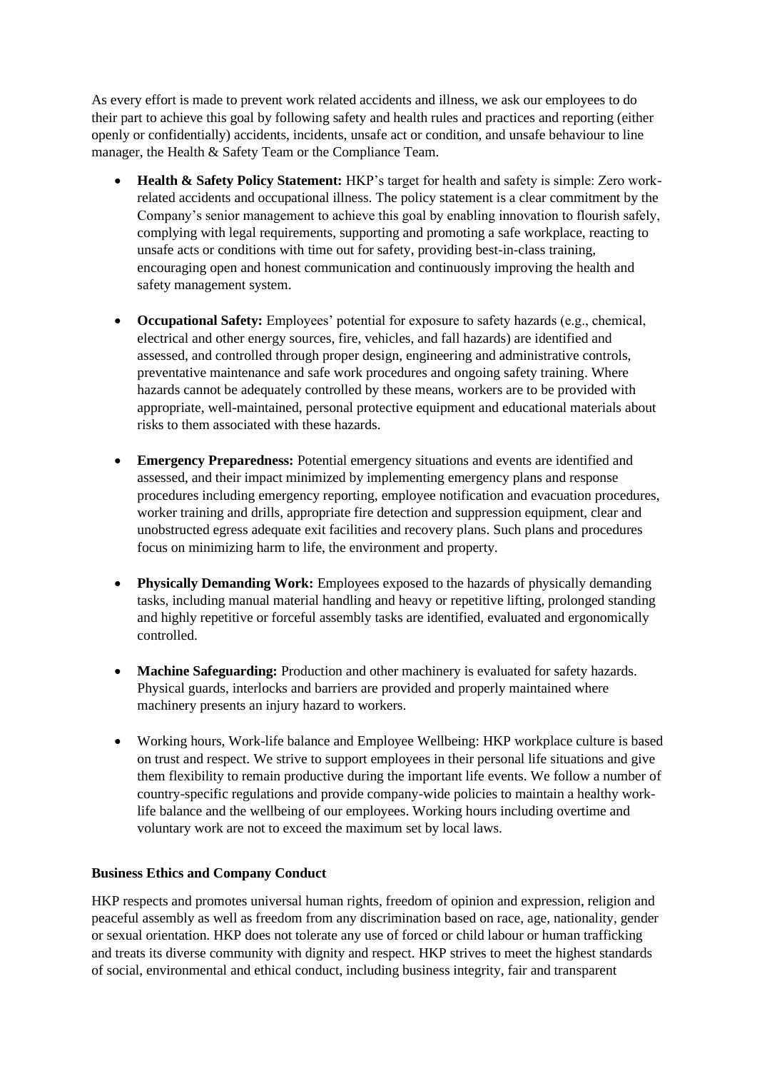As every effort is made to prevent work related accidents and illness, we ask our employees to do their part to achieve this goal by following safety and health rules and practices and reporting (either openly or confidentially) accidents, incidents, unsafe act or condition, and unsafe behaviour to line manager, the Health & Safety Team or the Compliance Team.

- **Health & Safety Policy Statement:** HKP's target for health and safety is simple: Zero work-related accidents and occupational illness. The policy statement is a clear commitment by the Company's senior management to achieve this goal by enabling innovation to flourish safely, complying with legal requirements, supporting and promoting a safe workplace, reacting to unsafe acts or conditions with time out for safety, providing best-in-class training, encouraging open and honest communication and continuously improving the health and safety management system.

- **Occupational Safety:** Employees' potential for exposure to safety hazards (e.g., chemical, electrical and other energy sources, fire, vehicles, and fall hazards) are identified and assessed, and controlled through proper design, engineering and administrative controls, preventative maintenance and safe work procedures and ongoing safety training. Where hazards cannot be adequately controlled by these means, workers are to be provided with appropriate, well-maintained, personal protective equipment and educational materials about risks to them associated with these hazards.

- **Emergency Preparedness:** Potential emergency situations and events are identified and assessed, and their impact minimized by implementing emergency plans and response procedures including emergency reporting, employee notification and evacuation procedures, worker training and drills, appropriate fire detection and suppression equipment, clear and unobstructed egress adequate exit facilities and recovery plans. Such plans and procedures focus on minimizing harm to life, the environment and property.

- **Physically Demanding Work:** Employees exposed to the hazards of physically demanding tasks, including manual material handling and heavy or repetitive lifting, prolonged standing and highly repetitive or forceful assembly tasks are identified, evaluated and ergonomically controlled.

- **Machine Safeguarding:** Production and other machinery is evaluated for safety hazards. Physical guards, interlocks and barriers are provided and properly maintained where machinery presents an injury hazard to workers.

- Working hours, Work-life balance and Employee Wellbeing: HKP workplace culture is based on trust and respect. We strive to support employees in their personal life situations and give them flexibility to remain productive during the important life events. We follow a number of country-specific regulations and provide company-wide policies to maintain a healthy work-life balance and the wellbeing of our employees. Working hours including overtime and voluntary work are not to exceed the maximum set by local laws.

**Business Ethics and Company Conduct**

HKP respects and promotes universal human rights, freedom of opinion and expression, religion and peaceful assembly as well as freedom from any discrimination based on race, age, nationality, gender or sexual orientation. HKP does not tolerate any use of forced or child labour or human trafficking and treats its diverse community with dignity and respect. HKP strives to meet the highest standards of social, environmental and ethical conduct, including business integrity, fair and transparent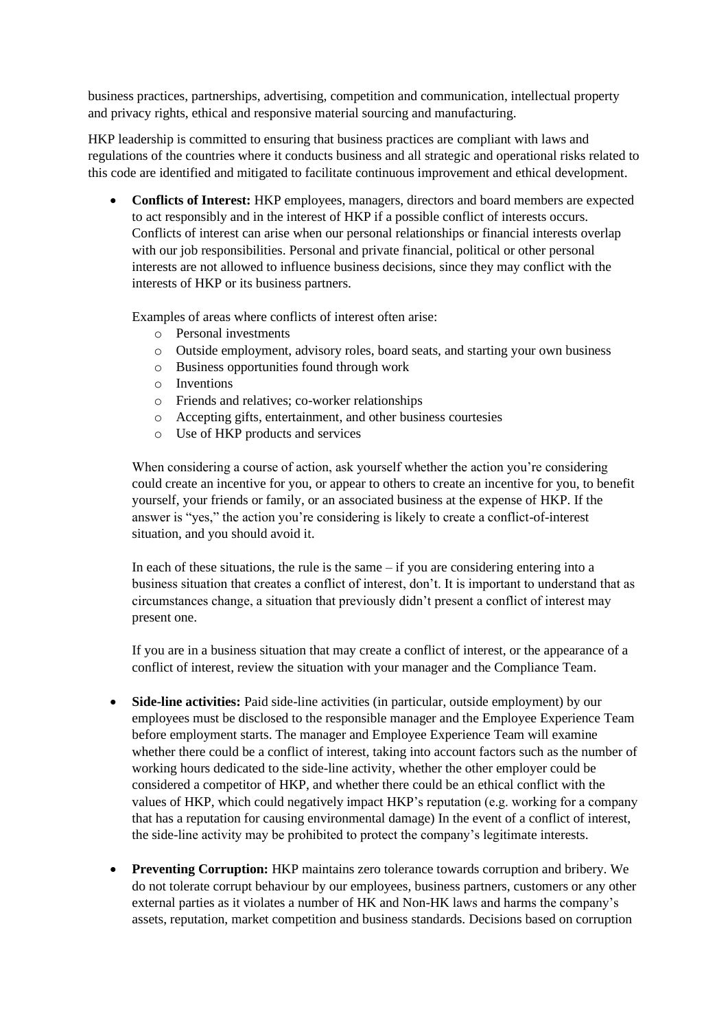business practices, partnerships, advertising, competition and communication, intellectual property and privacy rights, ethical and responsive material sourcing and manufacturing.

HKP leadership is committed to ensuring that business practices are compliant with laws and regulations of the countries where it conducts business and all strategic and operational risks related to this code are identified and mitigated to facilitate continuous improvement and ethical development.

- **Conflicts of Interest:** HKP employees, managers, directors and board members are expected to act responsibly and in the interest of HKP if a possible conflict of interests occurs. Conflicts of interest can arise when our personal relationships or financial interests overlap with our job responsibilities. Personal and private financial, political or other personal interests are not allowed to influence business decisions, since they may conflict with the interests of HKP or its business partners.

  Examples of areas where conflicts of interest often arise:
  - Personal investments
  - Outside employment, advisory roles, board seats, and starting your own business
  - Business opportunities found through work
  - Inventions
  - Friends and relatives; co-worker relationships
  - Accepting gifts, entertainment, and other business courtesies
  - Use of HKP products and services

  When considering a course of action, ask yourself whether the action you're considering could create an incentive for you, or appear to others to create an incentive for you, to benefit yourself, your friends or family, or an associated business at the expense of HKP. If the answer is "yes," the action you're considering is likely to create a conflict-of-interest situation, and you should avoid it.

  In each of these situations, the rule is the same – if you are considering entering into a business situation that creates a conflict of interest, don't. It is important to understand that as circumstances change, a situation that previously didn't present a conflict of interest may present one.

  If you are in a business situation that may create a conflict of interest, or the appearance of a conflict of interest, review the situation with your manager and the Compliance Team.

- **Side-line activities:** Paid side-line activities (in particular, outside employment) by our employees must be disclosed to the responsible manager and the Employee Experience Team before employment starts. The manager and Employee Experience Team will examine whether there could be a conflict of interest, taking into account factors such as the number of working hours dedicated to the side-line activity, whether the other employer could be considered a competitor of HKP, and whether there could be an ethical conflict with the values of HKP, which could negatively impact HKP's reputation (e.g. working for a company that has a reputation for causing environmental damage) In the event of a conflict of interest, the side-line activity may be prohibited to protect the company's legitimate interests.

- **Preventing Corruption:** HKP maintains zero tolerance towards corruption and bribery. We do not tolerate corrupt behaviour by our employees, business partners, customers or any other external parties as it violates a number of HK and Non-HK laws and harms the company's assets, reputation, market competition and business standards. Decisions based on corruption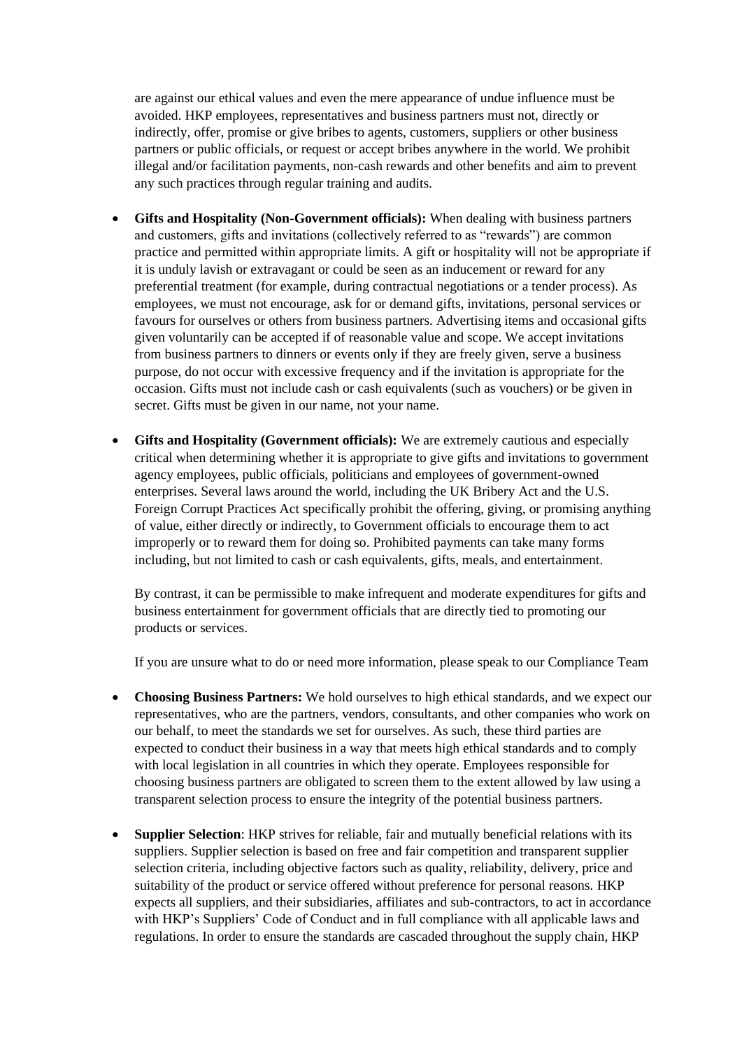are against our ethical values and even the mere appearance of undue influence must be avoided. HKP employees, representatives and business partners must not, directly or indirectly, offer, promise or give bribes to agents, customers, suppliers or other business partners or public officials, or request or accept bribes anywhere in the world. We prohibit illegal and/or facilitation payments, non-cash rewards and other benefits and aim to prevent any such practices through regular training and audits.

- **Gifts and Hospitality (Non-Government officials):** When dealing with business partners and customers, gifts and invitations (collectively referred to as "rewards") are common practice and permitted within appropriate limits. A gift or hospitality will not be appropriate if it is unduly lavish or extravagant or could be seen as an inducement or reward for any preferential treatment (for example, during contractual negotiations or a tender process). As employees, we must not encourage, ask for or demand gifts, invitations, personal services or favours for ourselves or others from business partners. Advertising items and occasional gifts given voluntarily can be accepted if of reasonable value and scope. We accept invitations from business partners to dinners or events only if they are freely given, serve a business purpose, do not occur with excessive frequency and if the invitation is appropriate for the occasion. Gifts must not include cash or cash equivalents (such as vouchers) or be given in secret. Gifts must be given in our name, not your name.

- **Gifts and Hospitality (Government officials):** We are extremely cautious and especially critical when determining whether it is appropriate to give gifts and invitations to government agency employees, public officials, politicians and employees of government-owned enterprises. Several laws around the world, including the UK Bribery Act and the U.S. Foreign Corrupt Practices Act specifically prohibit the offering, giving, or promising anything of value, either directly or indirectly, to Government officials to encourage them to act improperly or to reward them for doing so. Prohibited payments can take many forms including, but not limited to cash or cash equivalents, gifts, meals, and entertainment.

  By contrast, it can be permissible to make infrequent and moderate expenditures for gifts and business entertainment for government officials that are directly tied to promoting our products or services.

  If you are unsure what to do or need more information, please speak to our Compliance Team

- **Choosing Business Partners:** We hold ourselves to high ethical standards, and we expect our representatives, who are the partners, vendors, consultants, and other companies who work on our behalf, to meet the standards we set for ourselves. As such, these third parties are expected to conduct their business in a way that meets high ethical standards and to comply with local legislation in all countries in which they operate. Employees responsible for choosing business partners are obligated to screen them to the extent allowed by law using a transparent selection process to ensure the integrity of the potential business partners.

- **Supplier Selection**: HKP strives for reliable, fair and mutually beneficial relations with its suppliers. Supplier selection is based on free and fair competition and transparent supplier selection criteria, including objective factors such as quality, reliability, delivery, price and suitability of the product or service offered without preference for personal reasons. HKP expects all suppliers, and their subsidiaries, affiliates and sub-contractors, to act in accordance with HKP's Suppliers' Code of Conduct and in full compliance with all applicable laws and regulations. In order to ensure the standards are cascaded throughout the supply chain, HKP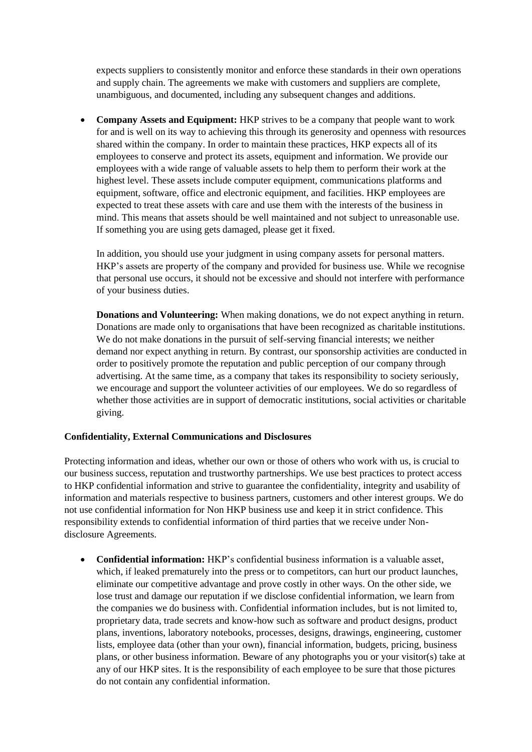expects suppliers to consistently monitor and enforce these standards in their own operations and supply chain. The agreements we make with customers and suppliers are complete, unambiguous, and documented, including any subsequent changes and additions.

- **Company Assets and Equipment:** HKP strives to be a company that people want to work for and is well on its way to achieving this through its generosity and openness with resources shared within the company. In order to maintain these practices, HKP expects all of its employees to conserve and protect its assets, equipment and information. We provide our employees with a wide range of valuable assets to help them to perform their work at the highest level. These assets include computer equipment, communications platforms and equipment, software, office and electronic equipment, and facilities. HKP employees are expected to treat these assets with care and use them with the interests of the business in mind. This means that assets should be well maintained and not subject to unreasonable use. If something you are using gets damaged, please get it fixed.

  In addition, you should use your judgment in using company assets for personal matters. HKP's assets are property of the company and provided for business use. While we recognise that personal use occurs, it should not be excessive and should not interfere with performance of your business duties.

  **Donations and Volunteering:** When making donations, we do not expect anything in return. Donations are made only to organisations that have been recognized as charitable institutions. We do not make donations in the pursuit of self-serving financial interests; we neither demand nor expect anything in return. By contrast, our sponsorship activities are conducted in order to positively promote the reputation and public perception of our company through advertising. At the same time, as a company that takes its responsibility to society seriously, we encourage and support the volunteer activities of our employees. We do so regardless of whether those activities are in support of democratic institutions, social activities or charitable giving.

**Confidentiality, External Communications and Disclosures**

Protecting information and ideas, whether our own or those of others who work with us, is crucial to our business success, reputation and trustworthy partnerships. We use best practices to protect access to HKP confidential information and strive to guarantee the confidentiality, integrity and usability of information and materials respective to business partners, customers and other interest groups. We do not use confidential information for Non HKP business use and keep it in strict confidence. This responsibility extends to confidential information of third parties that we receive under Non-disclosure Agreements.

- **Confidential information:** HKP's confidential business information is a valuable asset, which, if leaked prematurely into the press or to competitors, can hurt our product launches, eliminate our competitive advantage and prove costly in other ways. On the other side, we lose trust and damage our reputation if we disclose confidential information, we learn from the companies we do business with. Confidential information includes, but is not limited to, proprietary data, trade secrets and know-how such as software and product designs, product plans, inventions, laboratory notebooks, processes, designs, drawings, engineering, customer lists, employee data (other than your own), financial information, budgets, pricing, business plans, or other business information. Beware of any photographs you or your visitor(s) take at any of our HKP sites. It is the responsibility of each employee to be sure that those pictures do not contain any confidential information.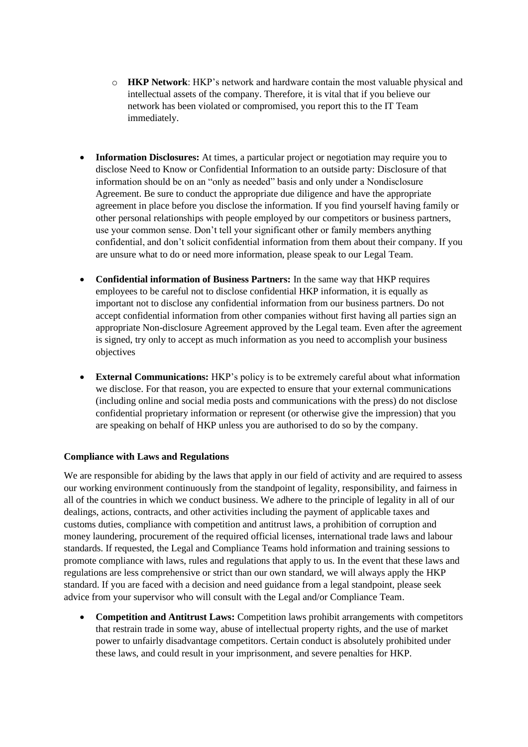- **HKP Network**: HKP's network and hardware contain the most valuable physical and intellectual assets of the company. Therefore, it is vital that if you believe our network has been violated or compromised, you report this to the IT Team immediately.

- **Information Disclosures:** At times, a particular project or negotiation may require you to disclose Need to Know or Confidential Information to an outside party: Disclosure of that information should be on an "only as needed" basis and only under a Nondisclosure Agreement. Be sure to conduct the appropriate due diligence and have the appropriate agreement in place before you disclose the information. If you find yourself having family or other personal relationships with people employed by our competitors or business partners, use your common sense. Don't tell your significant other or family members anything confidential, and don't solicit confidential information from them about their company. If you are unsure what to do or need more information, please speak to our Legal Team.

- **Confidential information of Business Partners:** In the same way that HKP requires employees to be careful not to disclose confidential HKP information, it is equally as important not to disclose any confidential information from our business partners. Do not accept confidential information from other companies without first having all parties sign an appropriate Non-disclosure Agreement approved by the Legal team. Even after the agreement is signed, try only to accept as much information as you need to accomplish your business objectives

- **External Communications:** HKP's policy is to be extremely careful about what information we disclose. For that reason, you are expected to ensure that your external communications (including online and social media posts and communications with the press) do not disclose confidential proprietary information or represent (or otherwise give the impression) that you are speaking on behalf of HKP unless you are authorised to do so by the company.

**Compliance with Laws and Regulations**

We are responsible for abiding by the laws that apply in our field of activity and are required to assess our working environment continuously from the standpoint of legality, responsibility, and fairness in all of the countries in which we conduct business. We adhere to the principle of legality in all of our dealings, actions, contracts, and other activities including the payment of applicable taxes and customs duties, compliance with competition and antitrust laws, a prohibition of corruption and money laundering, procurement of the required official licenses, international trade laws and labour standards. If requested, the Legal and Compliance Teams hold information and training sessions to promote compliance with laws, rules and regulations that apply to us. In the event that these laws and regulations are less comprehensive or strict than our own standard, we will always apply the HKP standard. If you are faced with a decision and need guidance from a legal standpoint, please seek advice from your supervisor who will consult with the Legal and/or Compliance Team.

- **Competition and Antitrust Laws:** Competition laws prohibit arrangements with competitors that restrain trade in some way, abuse of intellectual property rights, and the use of market power to unfairly disadvantage competitors. Certain conduct is absolutely prohibited under these laws, and could result in your imprisonment, and severe penalties for HKP.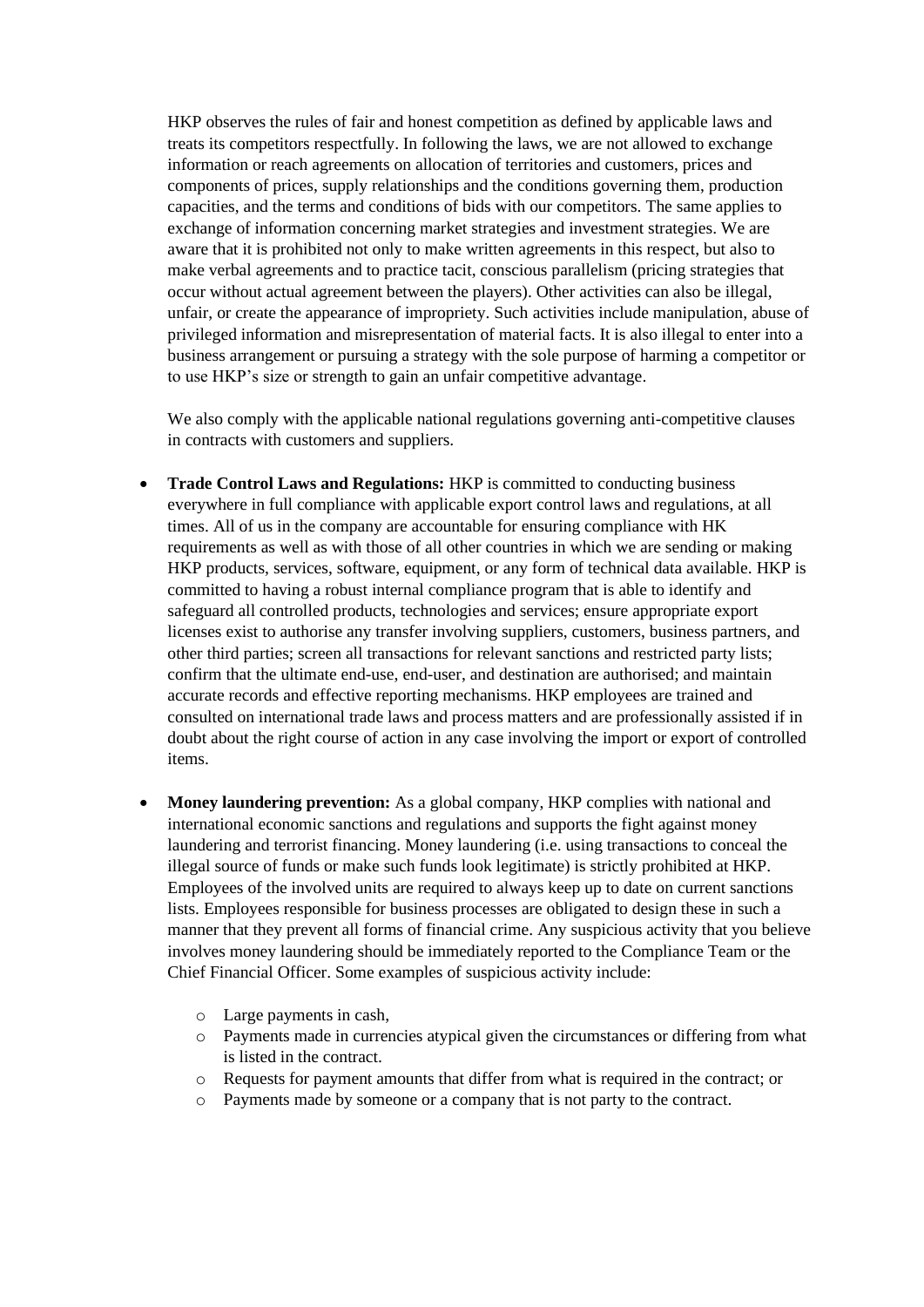HKP observes the rules of fair and honest competition as defined by applicable laws and treats its competitors respectfully. In following the laws, we are not allowed to exchange information or reach agreements on allocation of territories and customers, prices and components of prices, supply relationships and the conditions governing them, production capacities, and the terms and conditions of bids with our competitors. The same applies to exchange of information concerning market strategies and investment strategies. We are aware that it is prohibited not only to make written agreements in this respect, but also to make verbal agreements and to practice tacit, conscious parallelism (pricing strategies that occur without actual agreement between the players). Other activities can also be illegal, unfair, or create the appearance of impropriety. Such activities include manipulation, abuse of privileged information and misrepresentation of material facts. It is also illegal to enter into a business arrangement or pursuing a strategy with the sole purpose of harming a competitor or to use HKP's size or strength to gain an unfair competitive advantage.

We also comply with the applicable national regulations governing anti-competitive clauses in contracts with customers and suppliers.

- **Trade Control Laws and Regulations:** HKP is committed to conducting business everywhere in full compliance with applicable export control laws and regulations, at all times. All of us in the company are accountable for ensuring compliance with HK requirements as well as with those of all other countries in which we are sending or making HKP products, services, software, equipment, or any form of technical data available. HKP is committed to having a robust internal compliance program that is able to identify and safeguard all controlled products, technologies and services; ensure appropriate export licenses exist to authorise any transfer involving suppliers, customers, business partners, and other third parties; screen all transactions for relevant sanctions and restricted party lists; confirm that the ultimate end-use, end-user, and destination are authorised; and maintain accurate records and effective reporting mechanisms. HKP employees are trained and consulted on international trade laws and process matters and are professionally assisted if in doubt about the right course of action in any case involving the import or export of controlled items.

- **Money laundering prevention:** As a global company, HKP complies with national and international economic sanctions and regulations and supports the fight against money laundering and terrorist financing. Money laundering (i.e. using transactions to conceal the illegal source of funds or make such funds look legitimate) is strictly prohibited at HKP. Employees of the involved units are required to always keep up to date on current sanctions lists. Employees responsible for business processes are obligated to design these in such a manner that they prevent all forms of financial crime. Any suspicious activity that you believe involves money laundering should be immediately reported to the Compliance Team or the Chief Financial Officer. Some examples of suspicious activity include:

    - Large payments in cash,
    - Payments made in currencies atypical given the circumstances or differing from what is listed in the contract.
    - Requests for payment amounts that differ from what is required in the contract; or
    - Payments made by someone or a company that is not party to the contract.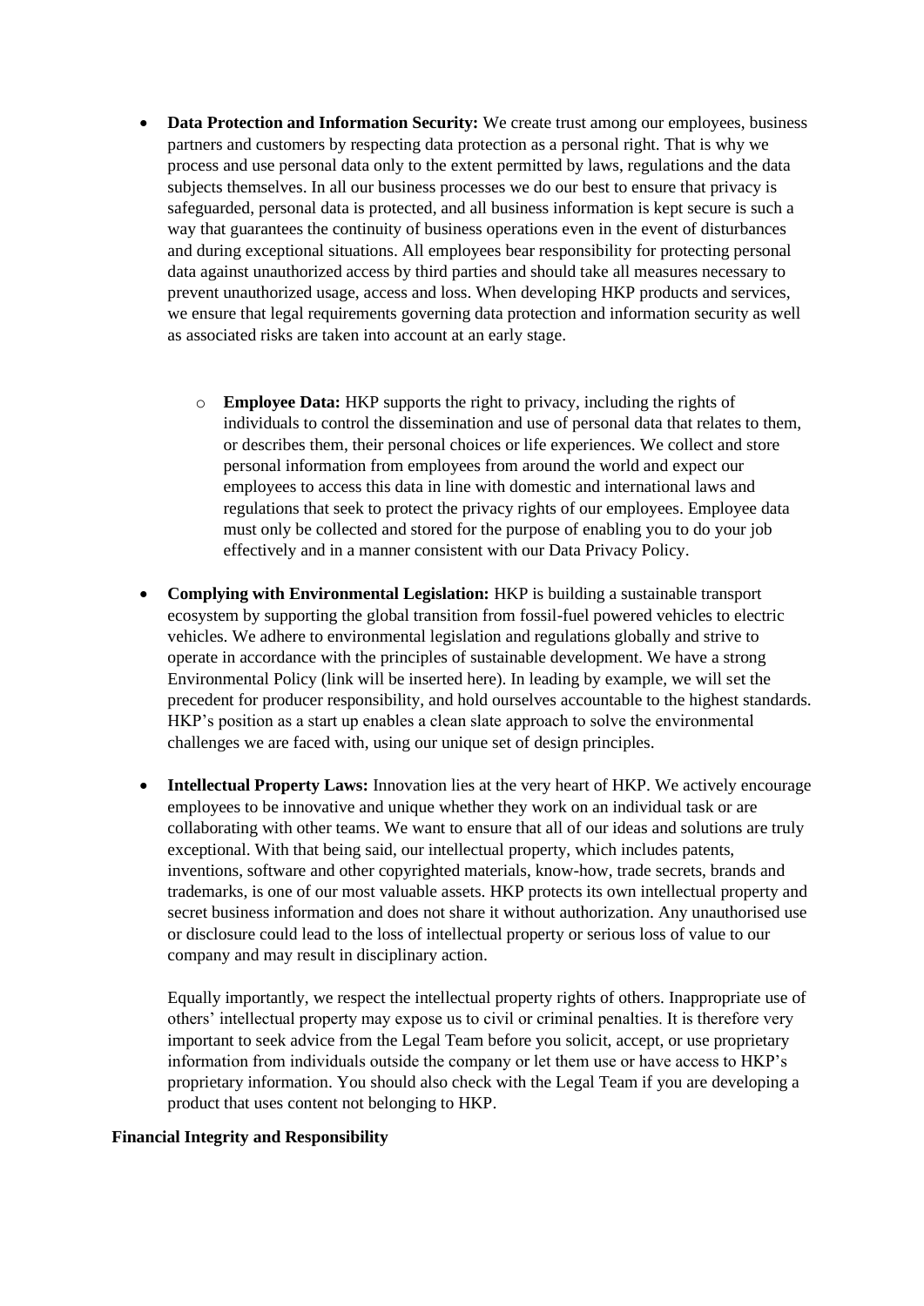- **Data Protection and Information Security:** We create trust among our employees, business partners and customers by respecting data protection as a personal right. That is why we process and use personal data only to the extent permitted by laws, regulations and the data subjects themselves. In all our business processes we do our best to ensure that privacy is safeguarded, personal data is protected, and all business information is kept secure is such a way that guarantees the continuity of business operations even in the event of disturbances and during exceptional situations. All employees bear responsibility for protecting personal data against unauthorized access by third parties and should take all measures necessary to prevent unauthorized usage, access and loss. When developing HKP products and services, we ensure that legal requirements governing data protection and information security as well as associated risks are taken into account at an early stage.

  - **Employee Data:** HKP supports the right to privacy, including the rights of individuals to control the dissemination and use of personal data that relates to them, or describes them, their personal choices or life experiences. We collect and store personal information from employees from around the world and expect our employees to access this data in line with domestic and international laws and regulations that seek to protect the privacy rights of our employees. Employee data must only be collected and stored for the purpose of enabling you to do your job effectively and in a manner consistent with our Data Privacy Policy.

- **Complying with Environmental Legislation:** HKP is building a sustainable transport ecosystem by supporting the global transition from fossil-fuel powered vehicles to electric vehicles. We adhere to environmental legislation and regulations globally and strive to operate in accordance with the principles of sustainable development. We have a strong Environmental Policy (link will be inserted here). In leading by example, we will set the precedent for producer responsibility, and hold ourselves accountable to the highest standards. HKP's position as a start up enables a clean slate approach to solve the environmental challenges we are faced with, using our unique set of design principles.

- **Intellectual Property Laws:** Innovation lies at the very heart of HKP. We actively encourage employees to be innovative and unique whether they work on an individual task or are collaborating with other teams. We want to ensure that all of our ideas and solutions are truly exceptional. With that being said, our intellectual property, which includes patents, inventions, software and other copyrighted materials, know-how, trade secrets, brands and trademarks, is one of our most valuable assets. HKP protects its own intellectual property and secret business information and does not share it without authorization. Any unauthorised use or disclosure could lead to the loss of intellectual property or serious loss of value to our company and may result in disciplinary action.

  Equally importantly, we respect the intellectual property rights of others. Inappropriate use of others' intellectual property may expose us to civil or criminal penalties. It is therefore very important to seek advice from the Legal Team before you solicit, accept, or use proprietary information from individuals outside the company or let them use or have access to HKP's proprietary information. You should also check with the Legal Team if you are developing a product that uses content not belonging to HKP.

**Financial Integrity and Responsibility**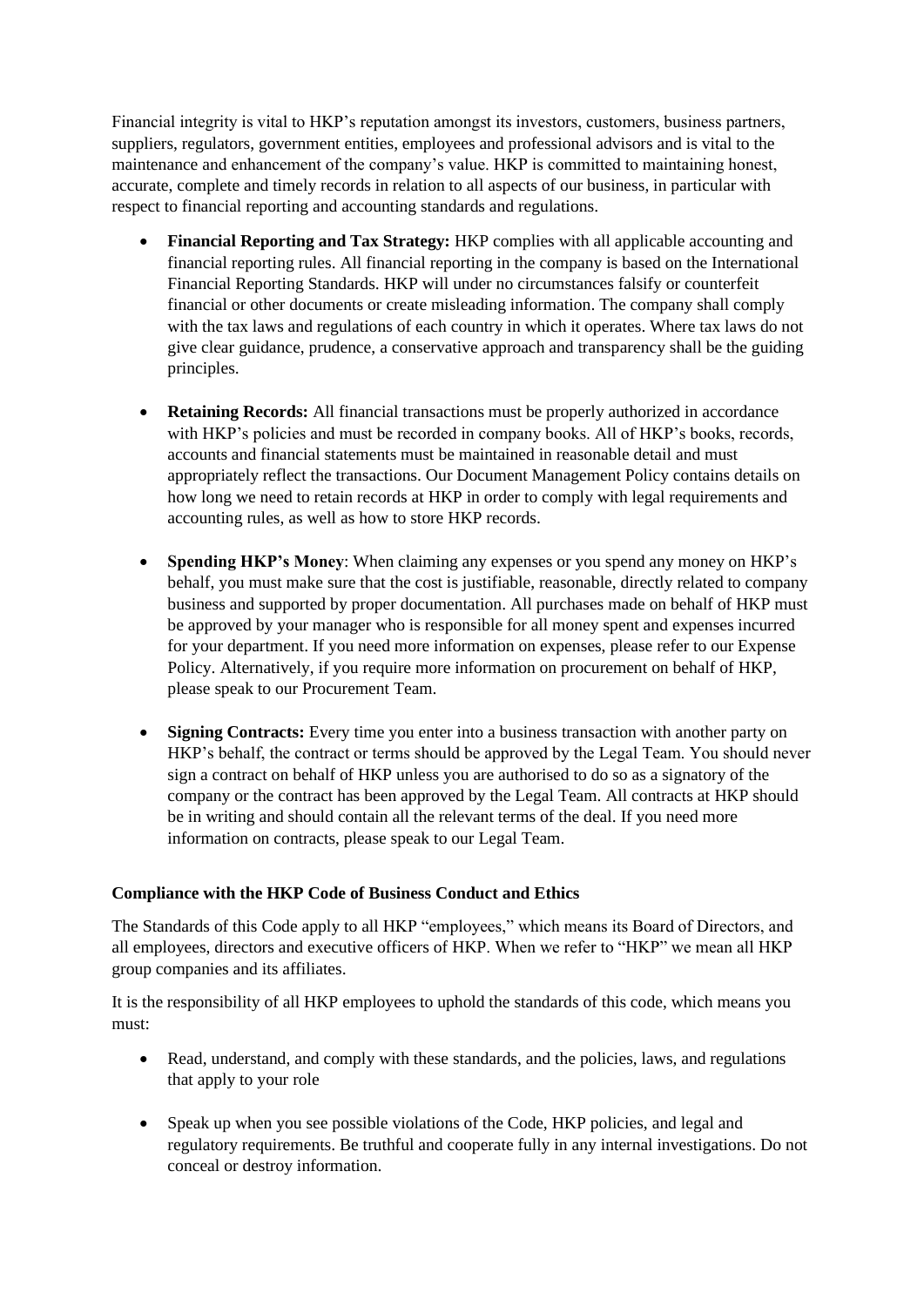Financial integrity is vital to HKP's reputation amongst its investors, customers, business partners, suppliers, regulators, government entities, employees and professional advisors and is vital to the maintenance and enhancement of the company's value. HKP is committed to maintaining honest, accurate, complete and timely records in relation to all aspects of our business, in particular with respect to financial reporting and accounting standards and regulations.

- **Financial Reporting and Tax Strategy:** HKP complies with all applicable accounting and financial reporting rules. All financial reporting in the company is based on the International Financial Reporting Standards. HKP will under no circumstances falsify or counterfeit financial or other documents or create misleading information. The company shall comply with the tax laws and regulations of each country in which it operates. Where tax laws do not give clear guidance, prudence, a conservative approach and transparency shall be the guiding principles.

- **Retaining Records:** All financial transactions must be properly authorized in accordance with HKP's policies and must be recorded in company books. All of HKP's books, records, accounts and financial statements must be maintained in reasonable detail and must appropriately reflect the transactions. Our Document Management Policy contains details on how long we need to retain records at HKP in order to comply with legal requirements and accounting rules, as well as how to store HKP records.

- **Spending HKP's Money**: When claiming any expenses or you spend any money on HKP's behalf, you must make sure that the cost is justifiable, reasonable, directly related to company business and supported by proper documentation. All purchases made on behalf of HKP must be approved by your manager who is responsible for all money spent and expenses incurred for your department. If you need more information on expenses, please refer to our Expense Policy. Alternatively, if you require more information on procurement on behalf of HKP, please speak to our Procurement Team.

- **Signing Contracts:** Every time you enter into a business transaction with another party on HKP's behalf, the contract or terms should be approved by the Legal Team. You should never sign a contract on behalf of HKP unless you are authorised to do so as a signatory of the company or the contract has been approved by the Legal Team. All contracts at HKP should be in writing and should contain all the relevant terms of the deal. If you need more information on contracts, please speak to our Legal Team.

**Compliance with the HKP Code of Business Conduct and Ethics**

The Standards of this Code apply to all HKP "employees," which means its Board of Directors, and all employees, directors and executive officers of HKP. When we refer to "HKP" we mean all HKP group companies and its affiliates.

It is the responsibility of all HKP employees to uphold the standards of this code, which means you must:

- Read, understand, and comply with these standards, and the policies, laws, and regulations that apply to your role

- Speak up when you see possible violations of the Code, HKP policies, and legal and regulatory requirements. Be truthful and cooperate fully in any internal investigations. Do not conceal or destroy information.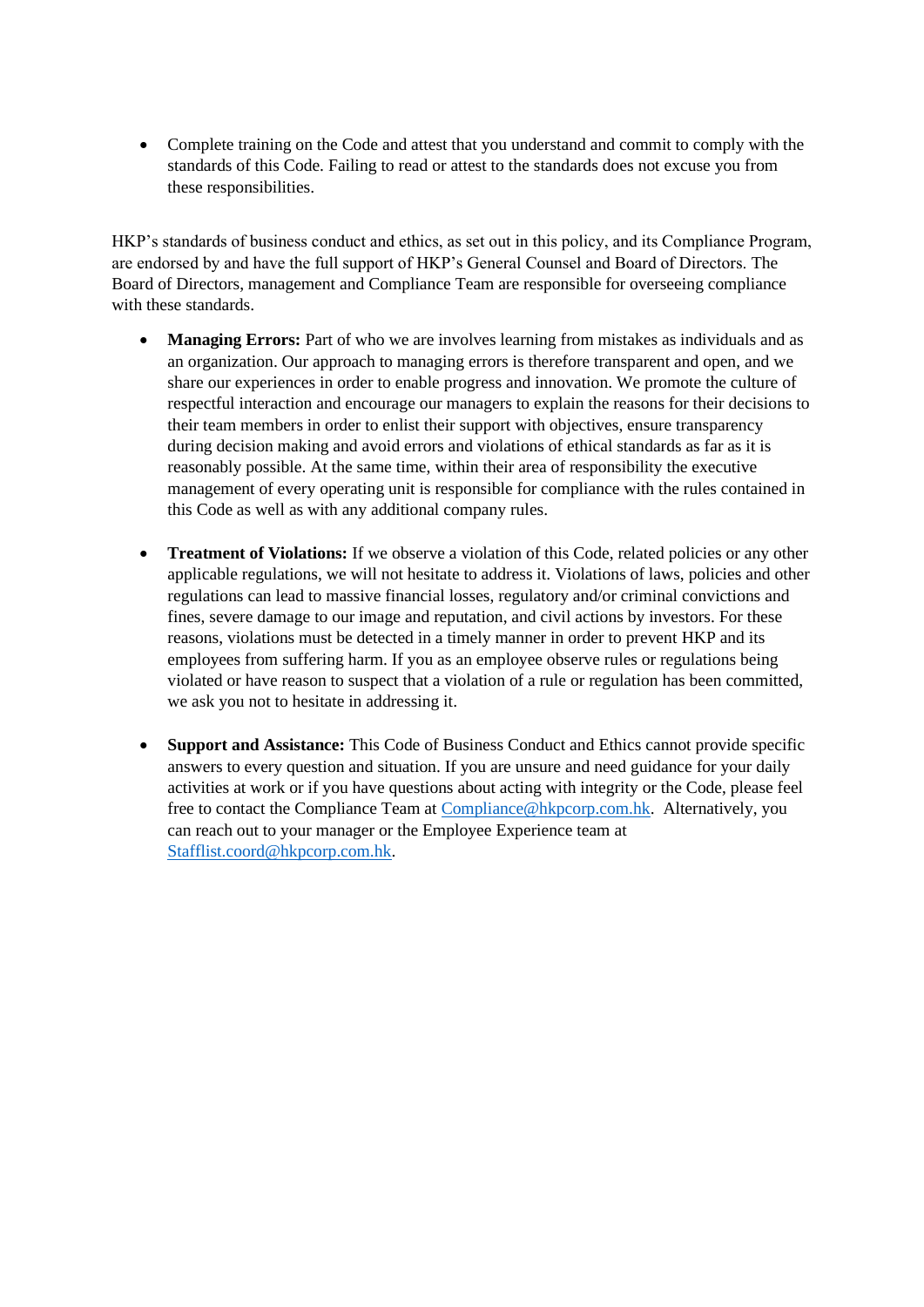- Complete training on the Code and attest that you understand and commit to comply with the standards of this Code. Failing to read or attest to the standards does not excuse you from these responsibilities.

HKP's standards of business conduct and ethics, as set out in this policy, and its Compliance Program, are endorsed by and have the full support of HKP's General Counsel and Board of Directors. The Board of Directors, management and Compliance Team are responsible for overseeing compliance with these standards.

- **Managing Errors:** Part of who we are involves learning from mistakes as individuals and as an organization. Our approach to managing errors is therefore transparent and open, and we share our experiences in order to enable progress and innovation. We promote the culture of respectful interaction and encourage our managers to explain the reasons for their decisions to their team members in order to enlist their support with objectives, ensure transparency during decision making and avoid errors and violations of ethical standards as far as it is reasonably possible. At the same time, within their area of responsibility the executive management of every operating unit is responsible for compliance with the rules contained in this Code as well as with any additional company rules.

- **Treatment of Violations:** If we observe a violation of this Code, related policies or any other applicable regulations, we will not hesitate to address it. Violations of laws, policies and other regulations can lead to massive financial losses, regulatory and/or criminal convictions and fines, severe damage to our image and reputation, and civil actions by investors. For these reasons, violations must be detected in a timely manner in order to prevent HKP and its employees from suffering harm. If you as an employee observe rules or regulations being violated or have reason to suspect that a violation of a rule or regulation has been committed, we ask you not to hesitate in addressing it.

- **Support and Assistance:** This Code of Business Conduct and Ethics cannot provide specific answers to every question and situation. If you are unsure and need guidance for your daily activities at work or if you have questions about acting with integrity or the Code, please feel free to contact the Compliance Team at Compliance@hkpcorp.com.hk. Alternatively, you can reach out to your manager or the Employee Experience team at Stafflist.coord@hkpcorp.com.hk.